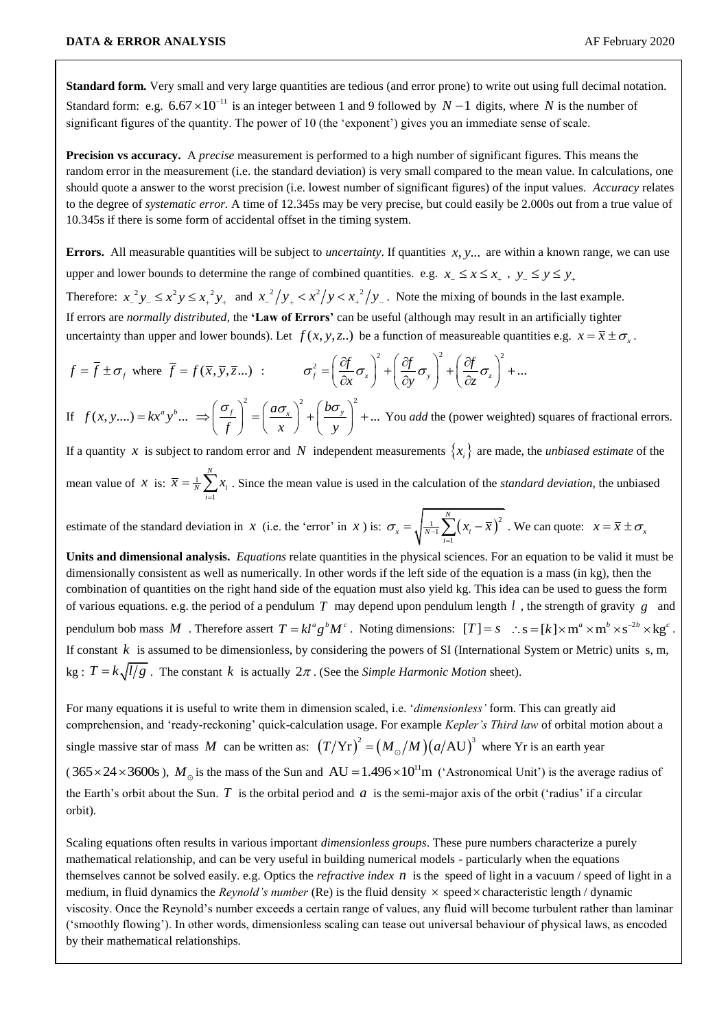**Standard form.** Very small and very large quantities are tedious (and error prone) to write out using full decimal notation. Standard form: e.g. $6.67\times10^{-11}$ is an integer between 1 and 9 followed by $N-1$ digits, where $N$ is the number of significant figures of the quantity. The power of 10 (the 'exponent') gives you an immediate sense of scale.

**Precision vs accuracy.** A *precise* measurement is performed to a high number of significant figures. This means the random error in the measurement (i.e. the standard deviation) is very small compared to the mean value. In calculations, one should quote a answer to the worst precision (i.e. lowest number of significant figures) of the input values. *Accuracy* relates to the degree of *systematic error.* A time of 12.345s may be very precise, but could easily be 2.000s out from a true value of 10.345s if there is some form of accidental offset in the timing system.

**Errors.** All measurable quantities will be subject to *uncertainty*. If quantities $x, y...$ are within a known range, we can use upper and lower bounds to determine the range of combined quantities. e.g. $x_- \le x \le x_+$ , $y_- \le y \le y_+$

Therefore: $x_-^2 y_- \le x^2 y \le x_+^2 y_+$ and $x_-^2/y_+ < x^2/y < x_+^2/y_-$. Note the mixing of bounds in the last example.

If errors are *normally distributed*, the **'Law of Errors'** can be useful (although may result in an artificially tighter uncertainty than upper and lower bounds). Let $f(x,y,z..)$ be a function of measureable quantities e.g. $x = \bar{x} \pm \sigma_x$.

$$f = \bar{f} \pm \sigma_f \text{ where } \bar{f} = f(\bar{x},\bar{y},\bar{z}...) \quad : \qquad \sigma_f^2 = \left(\frac{\partial f}{\partial x}\sigma_x\right)^2 + \left(\frac{\partial f}{\partial y}\sigma_y\right)^2 + \left(\frac{\partial f}{\partial z}\sigma_z\right)^2 + ...$$

If $f(x,y....) = kx^a y^b ... \Rightarrow \left(\frac{\sigma_f}{f}\right)^2 = \left(\frac{a\sigma_x}{x}\right)^2 + \left(\frac{b\sigma_y}{y}\right)^2 + ...$ You *add* the (power weighted) squares of fractional errors.

If a quantity $x$ is subject to random error and $N$ independent measurements $\{x_i\}$ are made, the *unbiased estimate* of the mean value of $x$ is: $\bar{x} = \frac{1}{N}\sum_{i=1}^{N} x_i$ . Since the mean value is used in the calculation of the *standard deviation*, the unbiased estimate of the standard deviation in $x$ (i.e. the 'error' in $x$ ) is: $\sigma_x = \sqrt{\frac{1}{N-1}\sum_{i=1}^{N}\left(x_i - \bar{x}\right)^2}$ . We can quote: $x = \bar{x} \pm \sigma_x$

**Units and dimensional analysis.** *Equations* relate quantities in the physical sciences. For an equation to be valid it must be dimensionally consistent as well as numerically. In other words if the left side of the equation is a mass (in kg), then the combination of quantities on the right hand side of the equation must also yield kg. This idea can be used to guess the form of various equations. e.g. the period of a pendulum $T$ may depend upon pendulum length $l$ , the strength of gravity $g$ and pendulum bob mass $M$ . Therefore assert $T = kl^a g^b M^c$. Noting dimensions: $[T] = s \quad \therefore \mathrm{s} = [k]\times \mathrm{m}^a \times \mathrm{m}^b \times \mathrm{s}^{-2b} \times \mathrm{kg}^c$ . If constant $k$ is assumed to be dimensionless, by considering the powers of SI (International System or Metric) units s, m, kg : $T = k\sqrt{l/g}$ . The constant $k$ is actually $2\pi$ . (See the *Simple Harmonic Motion* sheet).

For many equations it is useful to write them in dimension scaled, i.e. '*dimensionless'* form. This can greatly aid comprehension, and 'ready-reckoning' quick-calculation usage. For example *Kepler's Third law* of orbital motion about a single massive star of mass $M$ can be written as: $\left(T/\mathrm{Yr}\right)^2 = \left(M_\odot/M\right)\left(a/\mathrm{AU}\right)^3$ where Yr is an earth year ( $365\times24\times3600\mathrm{s}$ ), $M_\odot$ is the mass of the Sun and $\mathrm{AU} = 1.496\times10^{11}\mathrm{m}$ ('Astronomical Unit') is the average radius of the Earth's orbit about the Sun. $T$ is the orbital period and $a$ is the semi-major axis of the orbit ('radius' if a circular orbit).

Scaling equations often results in various important *dimensionless groups*. These pure numbers characterize a purely mathematical relationship, and can be very useful in building numerical models - particularly when the equations themselves cannot be solved easily. e.g. Optics the *refractive index* $n$ is the speed of light in a vacuum / speed of light in a medium, in fluid dynamics the *Reynold's number* (Re) is the fluid density $\times$ speed$\times$characteristic length / dynamic viscosity. Once the Reynold's number exceeds a certain range of values, any fluid will become turbulent rather than laminar ('smoothly flowing'). In other words, dimensionless scaling can tease out universal behaviour of physical laws, as encoded by their mathematical relationships.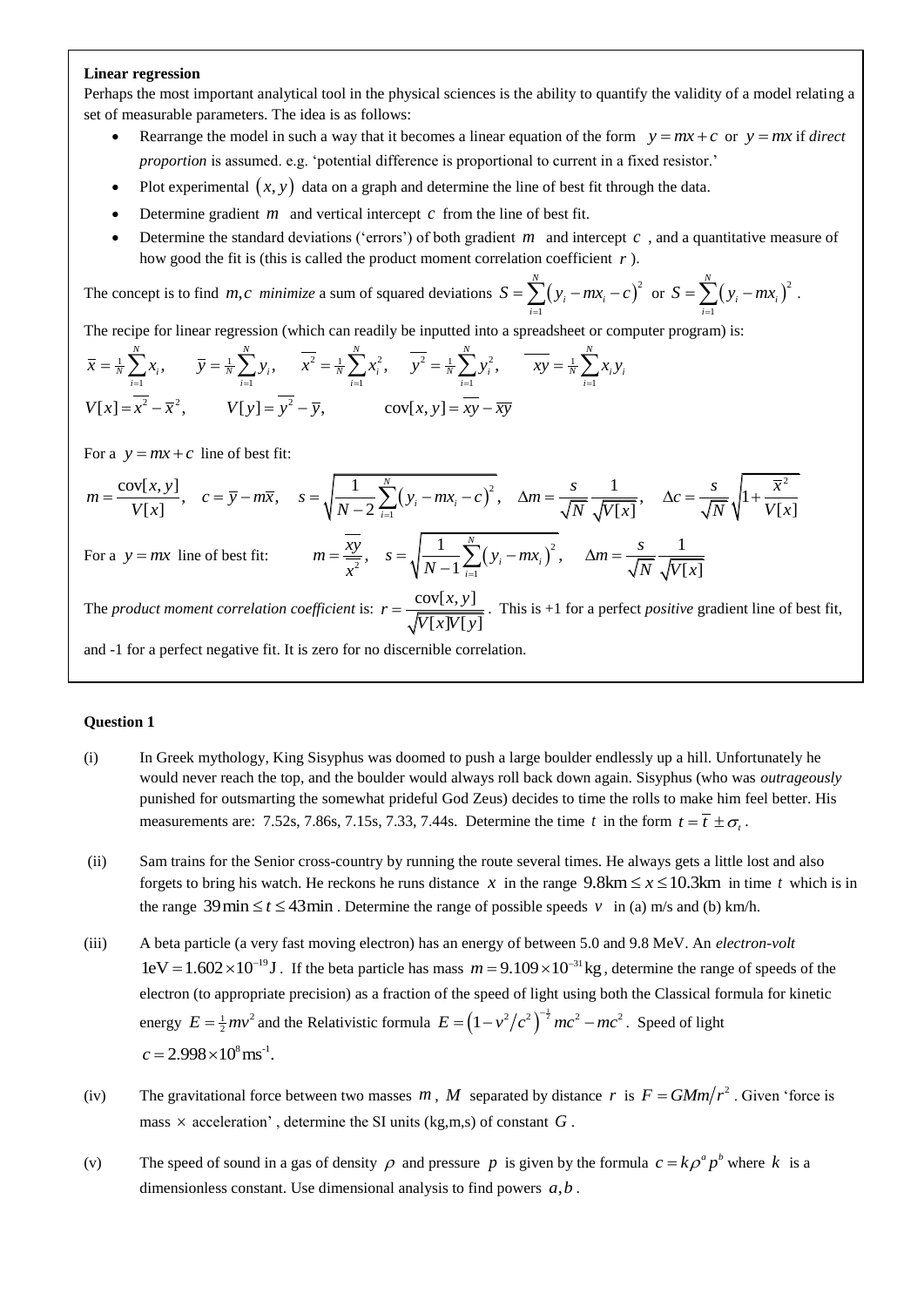**Linear regression**

Perhaps the most important analytical tool in the physical sciences is the ability to quantify the validity of a model relating a set of measurable parameters. The idea is as follows:

- Rearrange the model in such a way that it becomes a linear equation of the form $y = mx + c$ or $y = mx$ if *direct proportion* is assumed. e.g. 'potential difference is proportional to current in a fixed resistor.'
- Plot experimental $(x, y)$ data on a graph and determine the line of best fit through the data.
- Determine gradient $m$ and vertical intercept $c$ from the line of best fit.
- Determine the standard deviations ('errors') of both gradient $m$ and intercept $c$, and a quantitative measure of how good the fit is (this is called the product moment correlation coefficient $r$).

The concept is to find $m, c$ *minimize* a sum of squared deviations $S = \sum_{i=1}^{N} \left(y_i - mx_i - c\right)^2$ or $S = \sum_{i=1}^{N} \left(y_i - mx_i\right)^2$.

The recipe for linear regression (which can readily be inputted into a spreadsheet or computer program) is:

$$\overline{x} = \tfrac{1}{N}\sum_{i=1}^{N} x_i, \quad \overline{y} = \tfrac{1}{N}\sum_{i=1}^{N} y_i, \quad \overline{x^2} = \tfrac{1}{N}\sum_{i=1}^{N} x_i^2, \quad \overline{y^2} = \tfrac{1}{N}\sum_{i=1}^{N} y_i^2, \quad \overline{xy} = \tfrac{1}{N}\sum_{i=1}^{N} x_i y_i$$

$$V[x] = \overline{x^2} - \overline{x}^2, \quad V[y] = \overline{y^2} - \overline{y}, \quad \text{cov}[x,y] = \overline{xy} - \overline{x}\overline{y}$$

For a $y = mx + c$ line of best fit:

$$m = \frac{\text{cov}[x,y]}{V[x]}, \quad c = \overline{y} - m\overline{x}, \quad s = \sqrt{\frac{1}{N-2}\sum_{i=1}^{N}\left(y_i - mx_i - c\right)^2}, \quad \Delta m = \frac{s}{\sqrt{N}}\frac{1}{\sqrt{V[x]}}, \quad \Delta c = \frac{s}{\sqrt{N}}\sqrt{1 + \frac{\overline{x}^2}{V[x]}}$$

For a $y = mx$ line of best fit: $$m = \frac{\overline{xy}}{\overline{x^2}}, \quad s = \sqrt{\frac{1}{N-1}\sum_{i=1}^{N}\left(y_i - mx_i\right)^2}, \quad \Delta m = \frac{s}{\sqrt{N}}\frac{1}{\sqrt{V[x]}}$$

The *product moment correlation coefficient* is: $r = \dfrac{\text{cov}[x,y]}{\sqrt{V[x]V[y]}}$. This is +1 for a perfect *positive* gradient line of best fit, and -1 for a perfect negative fit. It is zero for no discernible correlation.

**Question 1**

(i) In Greek mythology, King Sisyphus was doomed to push a large boulder endlessly up a hill. Unfortunately he would never reach the top, and the boulder would always roll back down again. Sisyphus (who was *outrageously* punished for outsmarting the somewhat prideful God Zeus) decides to time the rolls to make him feel better. His measurements are: 7.52s, 7.86s, 7.15s, 7.33, 7.44s. Determine the time $t$ in the form $t = \overline{t} \pm \sigma_t$.

(ii) Sam trains for the Senior cross-country by running the route several times. He always gets a little lost and also forgets to bring his watch. He reckons he runs distance $x$ in the range $9.8\text{km} \le x \le 10.3\text{km}$ in time $t$ which is in the range $39\,\text{min} \le t \le 43\,\text{min}$. Determine the range of possible speeds $v$ in (a) m/s and (b) km/h.

(iii) A beta particle (a very fast moving electron) has an energy of between 5.0 and 9.8 MeV. An *electron-volt* $1\text{eV} = 1.602 \times 10^{-19}\,\text{J}$. If the beta particle has mass $m = 9.109 \times 10^{-31}\,\text{kg}$, determine the range of speeds of the electron (to appropriate precision) as a fraction of the speed of light using both the Classical formula for kinetic energy $E = \frac{1}{2}mv^2$ and the Relativistic formula $E = \left(1 - v^2/c^2\right)^{-\frac{1}{2}} mc^2 - mc^2$. Speed of light $c = 2.998 \times 10^8\,\text{ms}^{-1}$.

(iv) The gravitational force between two masses $m$, $M$ separated by distance $r$ is $F = GMm/r^2$. Given 'force is mass $\times$ acceleration', determine the SI units (kg,m,s) of constant $G$.

(v) The speed of sound in a gas of density $\rho$ and pressure $p$ is given by the formula $c = k\rho^a p^b$ where $k$ is a dimensionless constant. Use dimensional analysis to find powers $a, b$.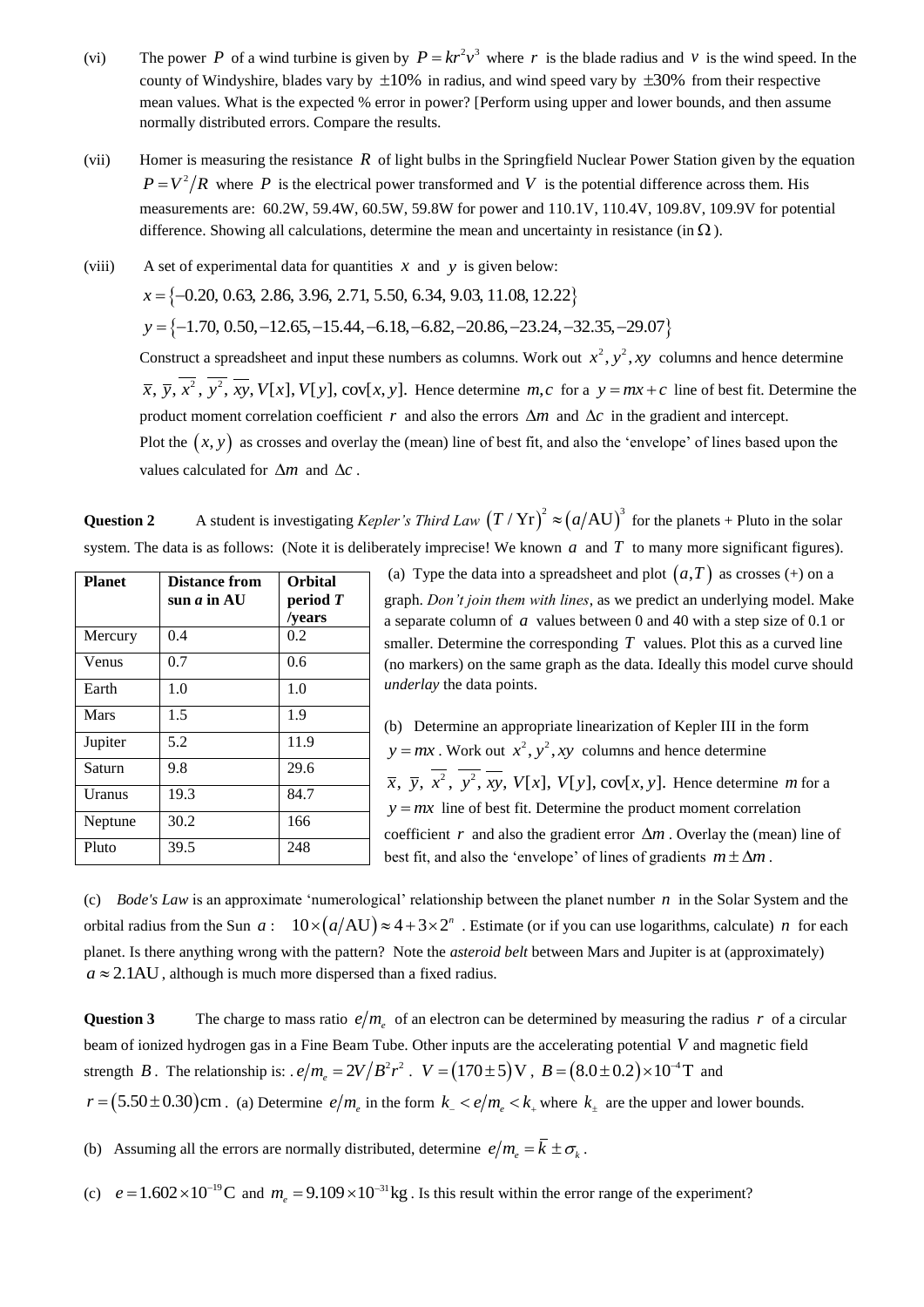(vi) The power $P$ of a wind turbine is given by $P = kr^2v^3$ where $r$ is the blade radius and $v$ is the wind speed. In the county of Windyshire, blades vary by $\pm 10\%$ in radius, and wind speed vary by $\pm 30\%$ from their respective mean values. What is the expected % error in power? [Perform using upper and lower bounds, and then assume normally distributed errors. Compare the results.

(vii) Homer is measuring the resistance $R$ of light bulbs in the Springfield Nuclear Power Station given by the equation $P = V^2/R$ where $P$ is the electrical power transformed and $V$ is the potential difference across them. His measurements are: 60.2W, 59.4W, 60.5W, 59.8W for power and 110.1V, 110.4V, 109.8V, 109.9V for potential difference. Showing all calculations, determine the mean and uncertainty in resistance (in $\Omega$).

(viii) A set of experimental data for quantities $x$ and $y$ is given below:

$x = \{-0.20, 0.63, 2.86, 3.96, 2.71, 5.50, 6.34, 9.03, 11.08, 12.22\}$

$y = \{-1.70, 0.50, -12.65, -15.44, -6.18, -6.82, -20.86, -23.24, -32.35, -29.07\}$

Construct a spreadsheet and input these numbers as columns. Work out $x^2, y^2, xy$ columns and hence determine $\bar{x}, \bar{y}, \overline{x^2}, \overline{y^2}, \overline{xy}, V[x], V[y], \text{cov}[x,y]$. Hence determine $m, c$ for a $y = mx + c$ line of best fit. Determine the product moment correlation coefficient $r$ and also the errors $\Delta m$ and $\Delta c$ in the gradient and intercept.

Plot the $(x, y)$ as crosses and overlay the (mean) line of best fit, and also the 'envelope' of lines based upon the values calculated for $\Delta m$ and $\Delta c$.

**Question 2** A student is investigating *Kepler's Third Law* $(T/\text{Yr})^2 \approx (a/\text{AU})^3$ for the planets + Pluto in the solar system. The data is as follows: (Note it is deliberately imprecise! We known $a$ and $T$ to many more significant figures).

| **Planet** | **Distance from sun *a* in AU** | **Orbital period *T* /years** |
|---|---|---|
| Mercury | 0.4 | 0.2 |
| Venus | 0.7 | 0.6 |
| Earth | 1.0 | 1.0 |
| Mars | 1.5 | 1.9 |
| Jupiter | 5.2 | 11.9 |
| Saturn | 9.8 | 29.6 |
| Uranus | 19.3 | 84.7 |
| Neptune | 30.2 | 166 |
| Pluto | 39.5 | 248 |

(a) Type the data into a spreadsheet and plot $(a, T)$ as crosses (+) on a graph. *Don't join them with lines*, as we predict an underlying model. Make a separate column of $a$ values between 0 and 40 with a step size of 0.1 or smaller. Determine the corresponding $T$ values. Plot this as a curved line (no markers) on the same graph as the data. Ideally this model curve should *underlay* the data points.

(b) Determine an appropriate linearization of Kepler III in the form $y = mx$. Work out $x^2, y^2, xy$ columns and hence determine $\bar{x}, \bar{y}, \overline{x^2}, \overline{y^2}, \overline{xy}, V[x], V[y], \text{cov}[x,y]$. Hence determine $m$ for a $y = mx$ line of best fit. Determine the product moment correlation coefficient $r$ and also the gradient error $\Delta m$. Overlay the (mean) line of best fit, and also the 'envelope' of lines of gradients $m \pm \Delta m$.

(c) *Bode's Law* is an approximate 'numerological' relationship between the planet number $n$ in the Solar System and the orbital radius from the Sun $a$: $10 \times (a/\text{AU}) \approx 4 + 3 \times 2^n$. Estimate (or if you can use logarithms, calculate) $n$ for each planet. Is there anything wrong with the pattern? Note the *asteroid belt* between Mars and Jupiter is at (approximately) $a \approx 2.1\text{AU}$, although is much more dispersed than a fixed radius.

**Question 3** The charge to mass ratio $e/m_e$ of an electron can be determined by measuring the radius $r$ of a circular beam of ionized hydrogen gas in a Fine Beam Tube. Other inputs are the accelerating potential $V$ and magnetic field strength $B$. The relationship is: . $e/m_e = 2V/B^2r^2$. $V = (170 \pm 5)\text{V}$, $B = (8.0 \pm 0.2) \times 10^{-4}\text{T}$ and $r = (5.50 \pm 0.30)\text{cm}$. (a) Determine $e/m_e$ in the form $k_- < e/m_e < k_+$ where $k_\pm$ are the upper and lower bounds.

(b) Assuming all the errors are normally distributed, determine $e/m_e = \bar{k} \pm \sigma_k$.

(c) $e = 1.602 \times 10^{-19}\text{C}$ and $m_e = 9.109 \times 10^{-31}\text{kg}$. Is this result within the error range of the experiment?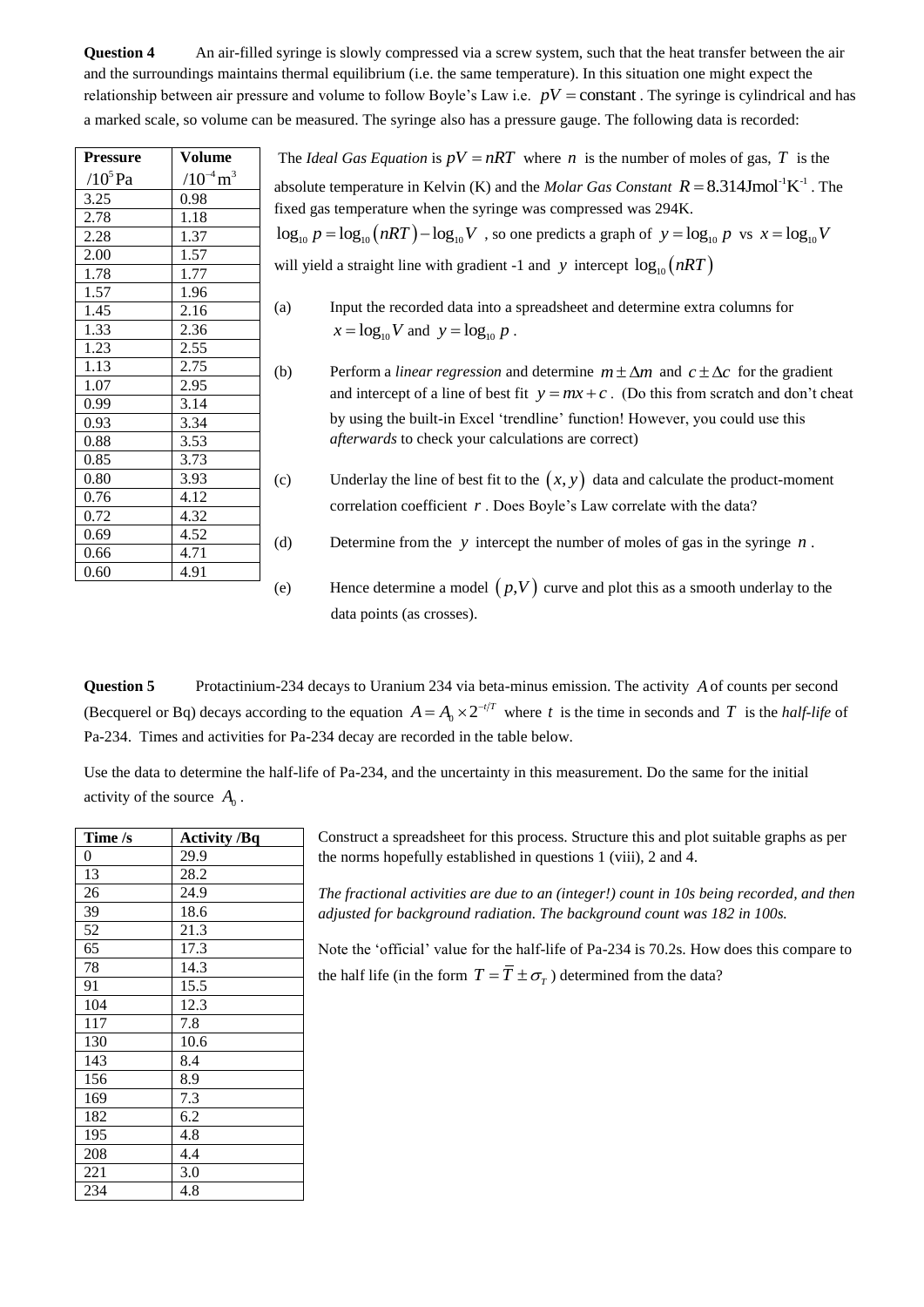**Question 4** An air-filled syringe is slowly compressed via a screw system, such that the heat transfer between the air and the surroundings maintains thermal equilibrium (i.e. the same temperature). In this situation one might expect the relationship between air pressure and volume to follow Boyle's Law i.e. $pV = \text{constant}$. The syringe is cylindrical and has a marked scale, so volume can be measured. The syringe also has a pressure gauge. The following data is recorded:

| **Pressure** $/10^5\,\text{Pa}$ | **Volume** $/10^{-4}\,\text{m}^3$ |
|---|---|
| 3.25 | 0.98 |
| 2.78 | 1.18 |
| 2.28 | 1.37 |
| 2.00 | 1.57 |
| 1.78 | 1.77 |
| 1.57 | 1.96 |
| 1.45 | 2.16 |
| 1.33 | 2.36 |
| 1.23 | 2.55 |
| 1.13 | 2.75 |
| 1.07 | 2.95 |
| 0.99 | 3.14 |
| 0.93 | 3.34 |
| 0.88 | 3.53 |
| 0.85 | 3.73 |
| 0.80 | 3.93 |
| 0.76 | 4.12 |
| 0.72 | 4.32 |
| 0.69 | 4.52 |
| 0.66 | 4.71 |
| 0.60 | 4.91 |

The *Ideal Gas Equation* is $pV = nRT$ where $n$ is the number of moles of gas, $T$ is the absolute temperature in Kelvin (K) and the *Molar Gas Constant* $R = 8.314\text{Jmol}^{-1}\text{K}^{-1}$. The fixed gas temperature when the syringe was compressed was 294K.

$\log_{10} p = \log_{10}(nRT) - \log_{10} V$, so one predicts a graph of $y = \log_{10} p$ vs $x = \log_{10} V$ will yield a straight line with gradient -1 and $y$ intercept $\log_{10}(nRT)$

(a) Input the recorded data into a spreadsheet and determine extra columns for $x = \log_{10} V$ and $y = \log_{10} p$.

(b) Perform a *linear regression* and determine $m \pm \Delta m$ and $c \pm \Delta c$ for the gradient and intercept of a line of best fit $y = mx + c$. (Do this from scratch and don't cheat by using the built-in Excel 'trendline' function! However, you could use this *afterwards* to check your calculations are correct)

(c) Underlay the line of best fit to the $(x, y)$ data and calculate the product-moment correlation coefficient $r$. Does Boyle's Law correlate with the data?

(d) Determine from the $y$ intercept the number of moles of gas in the syringe $n$.

(e) Hence determine a model $(p,V)$ curve and plot this as a smooth underlay to the data points (as crosses).

**Question 5** Protactinium-234 decays to Uranium 234 via beta-minus emission. The activity $A$ of counts per second (Becquerel or Bq) decays according to the equation $A = A_0 \times 2^{-t/T}$ where $t$ is the time in seconds and $T$ is the *half-life* of Pa-234. Times and activities for Pa-234 decay are recorded in the table below.

Use the data to determine the half-life of Pa-234, and the uncertainty in this measurement. Do the same for the initial activity of the source $A_0$.

| **Time /s** | **Activity /Bq** |
|---|---|
| 0 | 29.9 |
| 13 | 28.2 |
| 26 | 24.9 |
| 39 | 18.6 |
| 52 | 21.3 |
| 65 | 17.3 |
| 78 | 14.3 |
| 91 | 15.5 |
| 104 | 12.3 |
| 117 | 7.8 |
| 130 | 10.6 |
| 143 | 8.4 |
| 156 | 8.9 |
| 169 | 7.3 |
| 182 | 6.2 |
| 195 | 4.8 |
| 208 | 4.4 |
| 221 | 3.0 |
| 234 | 4.8 |

Construct a spreadsheet for this process. Structure this and plot suitable graphs as per the norms hopefully established in questions 1 (viii), 2 and 4.

*The fractional activities are due to an (integer!) count in 10s being recorded, and then adjusted for background radiation. The background count was 182 in 100s.*

Note the 'official' value for the half-life of Pa-234 is 70.2s. How does this compare to the half life (in the form $T = \bar{T} \pm \sigma_T$) determined from the data?